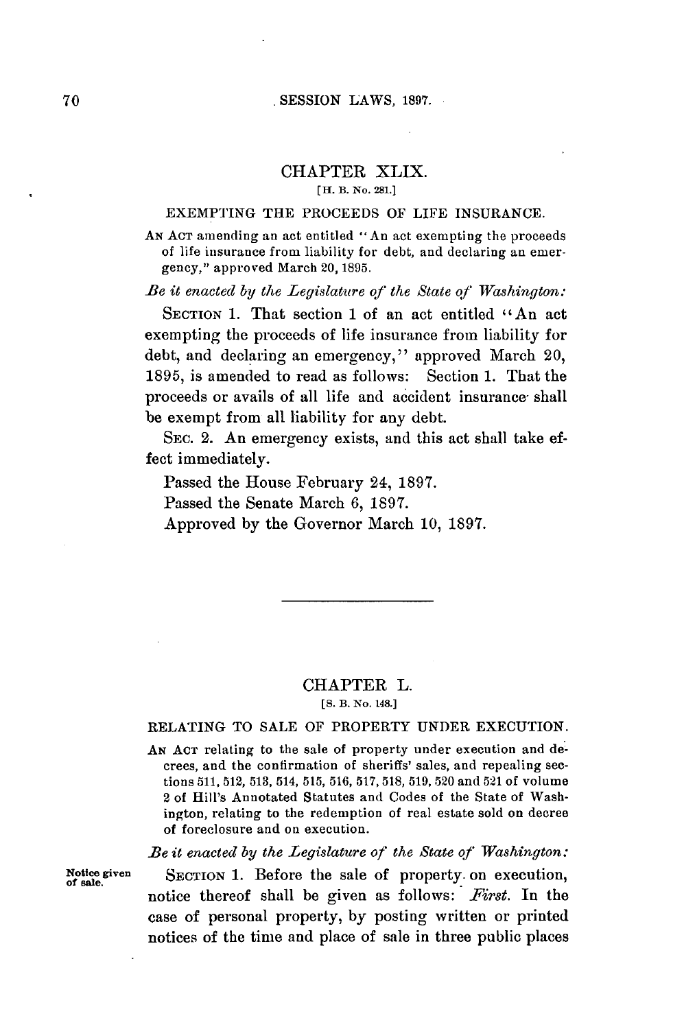## CHAPTER XLIX.

[H. B. No. 281.]

### EXEMPTING THE PROCEEDS OF LIFE INSURANCE.

AN ACT amending an act entitled "An act exempting the proceeds of life insurance from liability for debt, and declaring an emergency," approved March 20, 1895.

*Be it enacted by the Legislature of the State of Washington:*

SECTION 1. That section 1 of an act entitled "An act exempting the proceeds of life insurance from liability for debt, and declaring an emergency," approved March 20, 1895, is amended to read as follows: Section 1. That the proceeds or avails of all life and accident insurance shall be exempt from all liability for any debt.

SEC. 2. An emergency exists, and this act shall take effect immediately.

Passed the House February 24, 1897.

Passed the Senate March 6, 1897.

Approved by the Governor March 10, 1897.

---

## CHAPTER L.

[S. B. No. 148.]

### RELATING TO SALE OF PROPERTY UNDER EXECUTION.

AN ACT relating to the sale of property under execution and decrees, and the confirmation of sheriffs' sales, and repealing sections 511, 512, 513, 514, 515, 516, 517, 518, 519, 520 and 521 of volume 2 of Hill's Annotated Statutes and Codes of the State of Washington, relating to the redemption of real estate sold on decree of foreclosure and on execution.

*Be it enacted by the Legislature of the State of Washington:*

Notice given of sale.

SECTION 1. Before the sale of property on execution, notice thereof shall be given as follows: *First.* In the case of personal property, by posting written or printed notices of the time and place of sale in three public places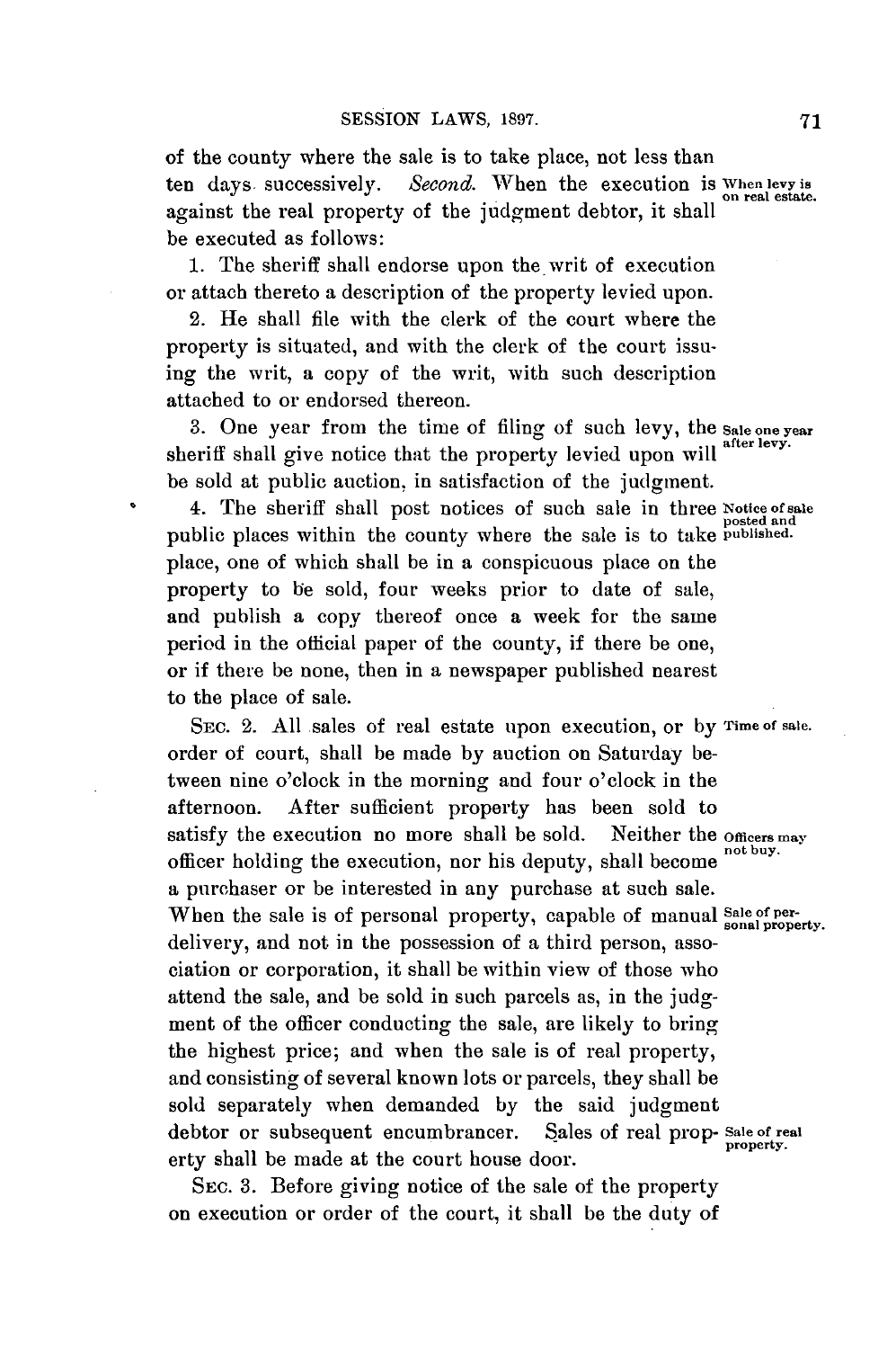of the county where the sale is to take place, not less than ten days successively. *Second.* When the execution is against the real property of the judgment debtor, it shall be executed as follows:

When levy is on real estate.

1. The sheriff shall endorse upon the writ of execution or attach thereto a description of the property levied upon.

2. He shall file with the clerk of the court where the property is situated, and with the clerk of the court issuing the writ, a copy of the writ, with such description attached to or endorsed thereon.

3. One year from the time of filing of such levy, the sheriff shall give notice that the property levied upon will be sold at public auction, in satisfaction of the judgment.

Sale one year after levy.

4. The sheriff shall post notices of such sale in three public places within the county where the sale is to take place, one of which shall be in a conspicuous place on the property to be sold, four weeks prior to date of sale, and publish a copy thereof once a week for the same period in the official paper of the county, if there be one, or if there be none, then in a newspaper published nearest to the place of sale.

Notice of sale posted and published.

SEC. 2. All sales of real estate upon execution, or by order of court, shall be made by auction on Saturday between nine o'clock in the morning and four o'clock in the afternoon. After sufficient property has been sold to satisfy the execution no more shall be sold. Neither the officer holding the execution, nor his deputy, shall become a purchaser or be interested in any purchase at such sale. When the sale is of personal property, capable of manual delivery, and not in the possession of a third person, association or corporation, it shall be within view of those who attend the sale, and be sold in such parcels as, in the judgment of the officer conducting the sale, are likely to bring the highest price; and when the sale is of real property, and consisting of several known lots or parcels, they shall be sold separately when demanded by the said judgment debtor or subsequent encumbrancer. Sales of real property shall be made at the court house door.

Time of sale.

Officers may not buy.

Sale of personal property.

Sale of real property.

SEC. 3. Before giving notice of the sale of the property on execution or order of the court, it shall be the duty of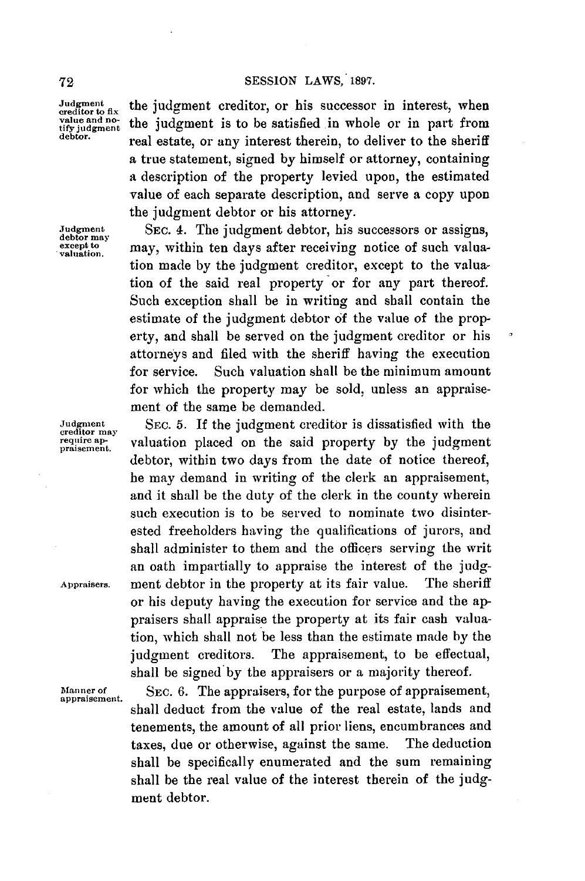the judgment creditor, or his successor in interest, when the judgment is to be satisfied in whole or in part from real estate, or any interest therein, to deliver to the sheriff a true statement, signed by himself or attorney, containing a description of the property levied upon, the estimated value of each separate description, and serve a copy upon the judgment debtor or his attorney.

Judgment creditor to fix value and notify judgment debtor.

SEC. 4. The judgment debtor, his successors or assigns, may, within ten days after receiving notice of such valuation made by the judgment creditor, except to the valuation of the said real property or for any part thereof. Such exception shall be in writing and shall contain the estimate of the judgment debtor of the value of the property, and shall be served on the judgment creditor or his attorneys and filed with the sheriff having the execution for service. Such valuation shall be the minimum amount for which the property may be sold, unless an appraisement of the same be demanded.

Judgment debtor may except to valuation.

SEC. 5. If the judgment creditor is dissatisfied with the valuation placed on the said property by the judgment debtor, within two days from the date of notice thereof, he may demand in writing of the clerk an appraisement, and it shall be the duty of the clerk in the county wherein such execution is to be served to nominate two disinterested freeholders having the qualifications of jurors, and shall administer to them and the officers serving the writ an oath impartially to appraise the interest of the judgment debtor in the property at its fair value. The sheriff or his deputy having the execution for service and the appraisers shall appraise the property at its fair cash valuation, which shall not be less than the estimate made by the judgment creditors. The appraisement, to be effectual, shall be signed by the appraisers or a majority thereof.

Judgment creditor may require appraisement.

Appraisers.

SEC. 6. The appraisers, for the purpose of appraisement, shall deduct from the value of the real estate, lands and tenements, the amount of all prior liens, encumbrances and taxes, due or otherwise, against the same. The deduction shall be specifically enumerated and the sum remaining shall be the real value of the interest therein of the judgment debtor.

Manner of appraisement.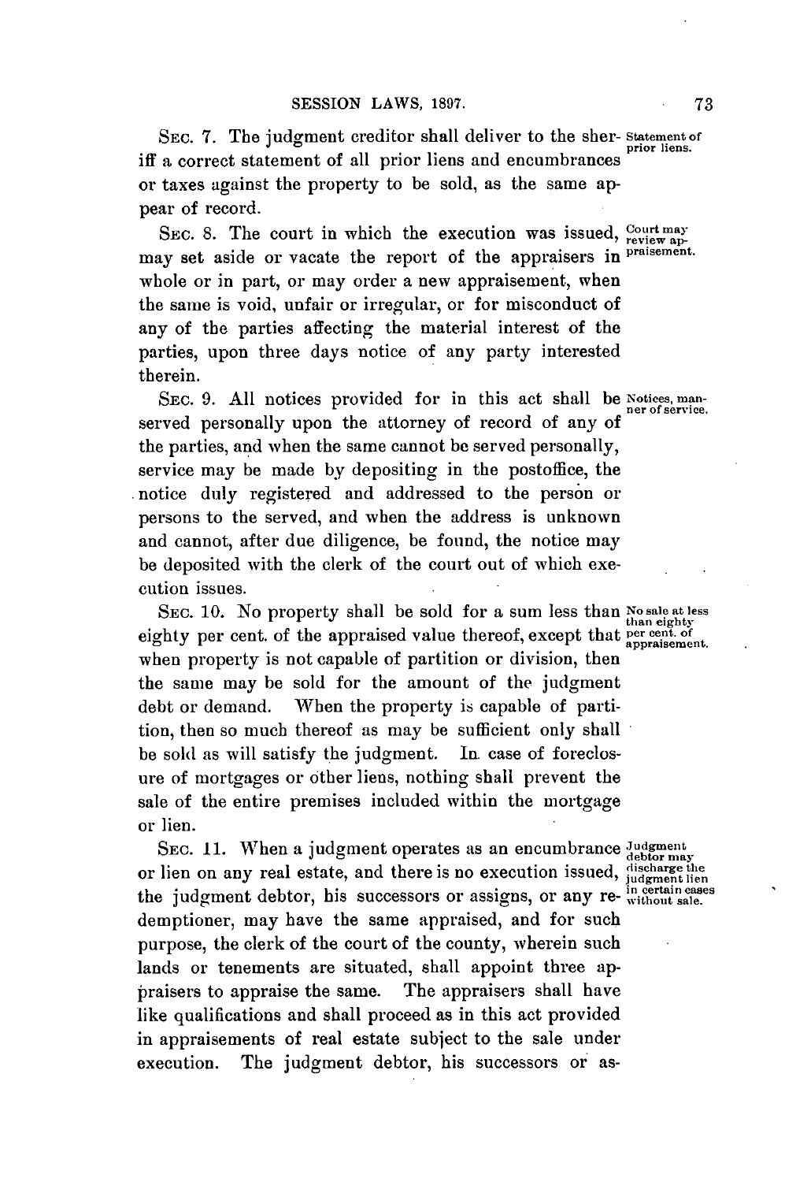SEC. 7. The judgment creditor shall deliver to the sheriff a correct statement of all prior liens and encumbrances or taxes against the property to be sold, as the same appear of record. *Statement of prior liens.*

SEC. 8. The court in which the execution was issued, may set aside or vacate the report of the appraisers in whole or in part, or may order a new appraisement, when the same is void, unfair or irregular, or for misconduct of any of the parties affecting the material interest of the parties, upon three days notice of any party interested therein. *Court may review appraisement.*

SEC. 9. All notices provided for in this act shall be served personally upon the attorney of record of any of the parties, and when the same cannot be served personally, service may be made by depositing in the postoffice, the notice duly registered and addressed to the person or persons to the served, and when the address is unknown and cannot, after due diligence, be found, the notice may be deposited with the clerk of the court out of which execution issues. *Notices, manner of service.*

SEC. 10. No property shall be sold for a sum less than eighty per cent. of the appraised value thereof, except that when property is not capable of partition or division, then the same may be sold for the amount of the judgment debt or demand. When the property is capable of partition, then so much thereof as may be sufficient only shall be sold as will satisfy the judgment. In case of foreclosure of mortgages or other liens, nothing shall prevent the sale of the entire premises included within the mortgage or lien. *No sale at less than eighty per cent. of appraisement.*

SEC. 11. When a judgment operates as an encumbrance or lien on any real estate, and there is no execution issued, the judgment debtor, his successors or assigns, or any redemptioner, may have the same appraised, and for such purpose, the clerk of the court of the county, wherein such lands or tenements are situated, shall appoint three appraisers to appraise the same. The appraisers shall have like qualifications and shall proceed as in this act provided in appraisements of real estate subject to the sale under execution. The judgment debtor, his successors or as- *Judgment debtor may discharge the judgment lien in certain cases without sale.*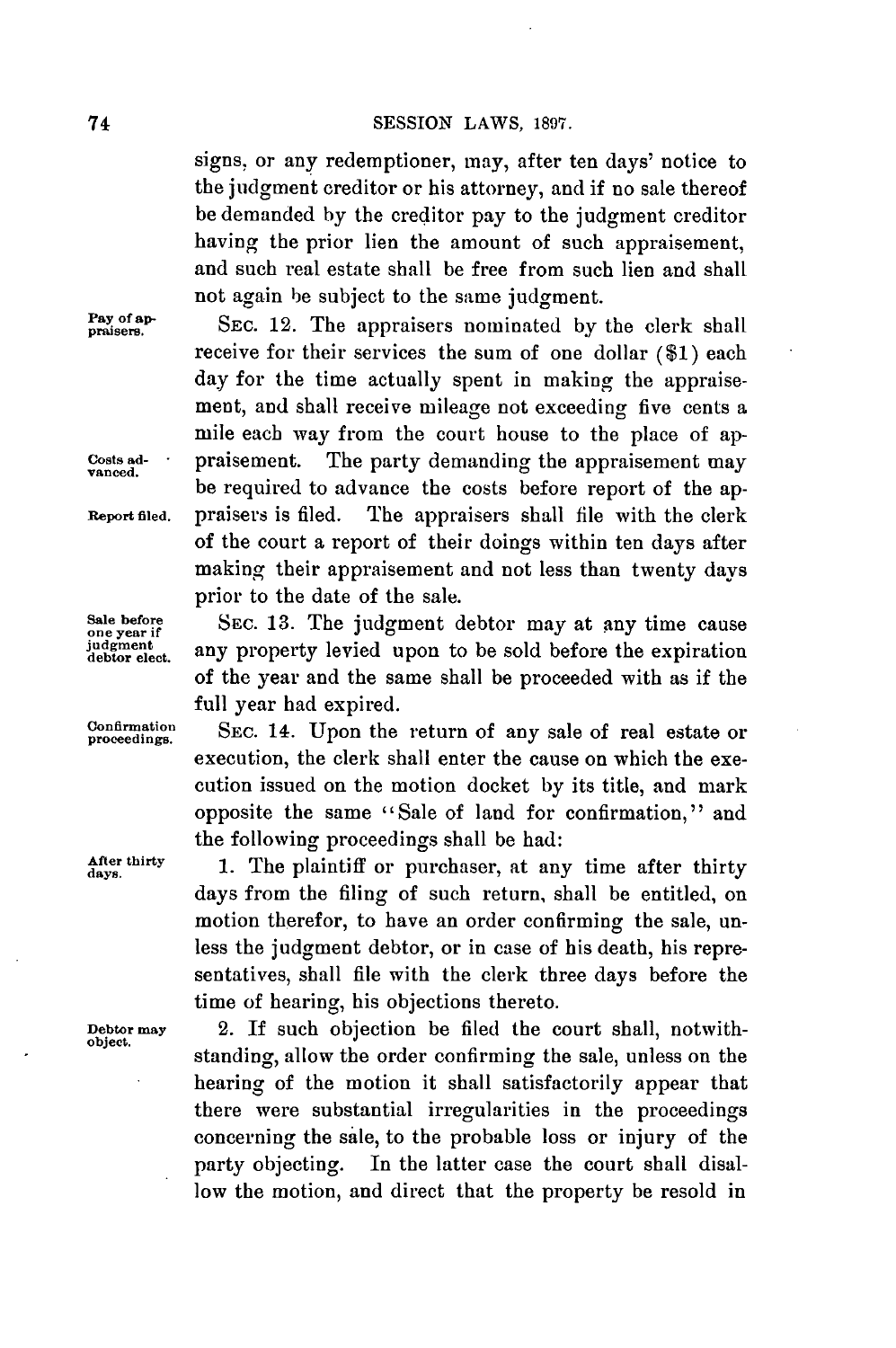signs, or any redemptioner, may, after ten days' notice to the judgment creditor or his attorney, and if no sale thereof be demanded by the creditor pay to the judgment creditor having the prior lien the amount of such appraisement, and such real estate shall be free from such lien and shall not again be subject to the same judgment.

Pay of appraisers.

SEC. 12. The appraisers nominated by the clerk shall receive for their services the sum of one dollar ($1) each day for the time actually spent in making the appraisement, and shall receive mileage not exceeding five cents a mile each way from the court house to the place of appraisement. The party demanding the appraisement may be required to advance the costs before report of the appraisers is filed. The appraisers shall file with the clerk of the court a report of their doings within ten days after making their appraisement and not less than twenty days prior to the date of the sale.

Costs advanced.

Report filed.

Sale before one year if judgment debtor elect.

SEC. 13. The judgment debtor may at any time cause any property levied upon to be sold before the expiration of the year and the same shall be proceeded with as if the full year had expired.

Confirmation proceedings.

SEC. 14. Upon the return of any sale of real estate or execution, the clerk shall enter the cause on which the execution issued on the motion docket by its title, and mark opposite the same "Sale of land for confirmation," and the following proceedings shall be had:

After thirty days.

1. The plaintiff or purchaser, at any time after thirty days from the filing of such return, shall be entitled, on motion therefor, to have an order confirming the sale, unless the judgment debtor, or in case of his death, his representatives, shall file with the clerk three days before the time of hearing, his objections thereto.

Debtor may object.

2. If such objection be filed the court shall, notwithstanding, allow the order confirming the sale, unless on the hearing of the motion it shall satisfactorily appear that there were substantial irregularities in the proceedings concerning the sale, to the probable loss or injury of the party objecting. In the latter case the court shall disallow the motion, and direct that the property be resold in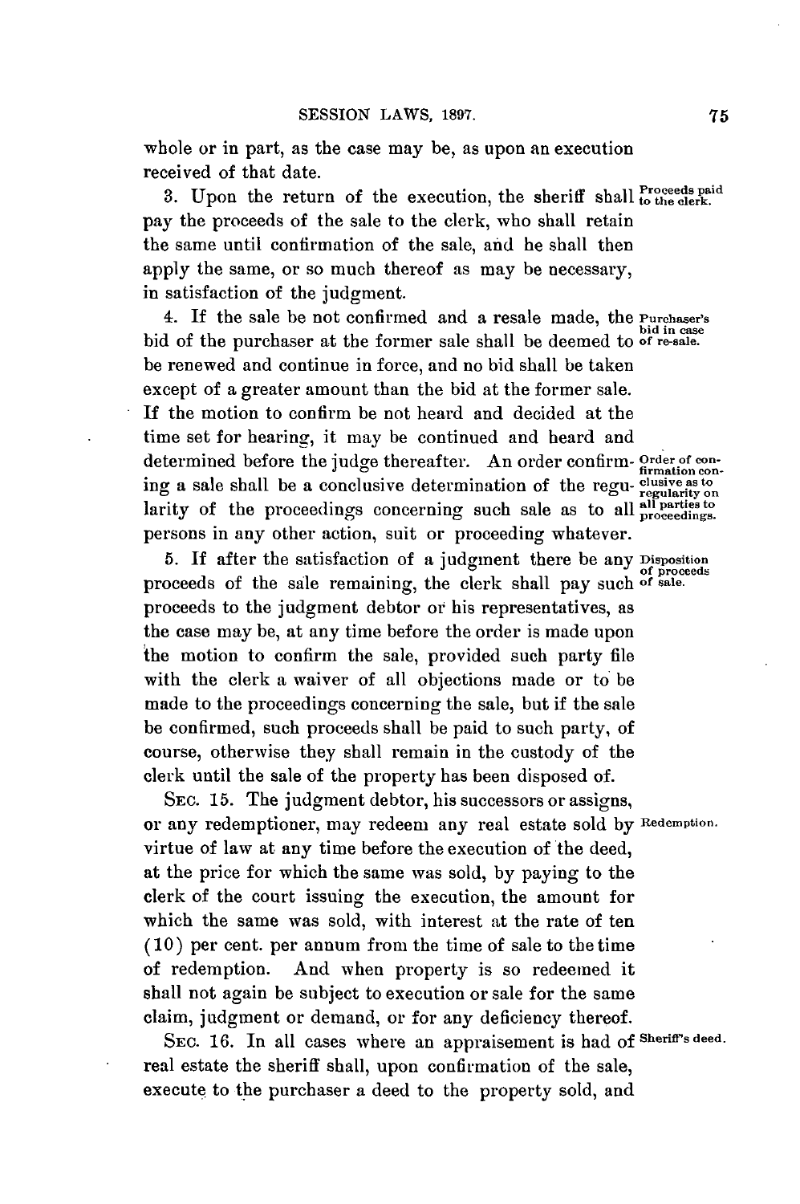whole or in part, as the case may be, as upon an execution received of that date.

3. Upon the return of the execution, the sheriff shall pay the proceeds of the sale to the clerk, who shall retain the same until confirmation of the sale, and he shall then apply the same, or so much thereof as may be necessary, in satisfaction of the judgment.

*Proceeds paid to the clerk.*

4. If the sale be not confirmed and a resale made, the bid of the purchaser at the former sale shall be deemed to be renewed and continue in force, and no bid shall be taken except of a greater amount than the bid at the former sale. If the motion to confirm be not heard and decided at the time set for hearing, it may be continued and heard and determined before the judge thereafter. An order confirming a sale shall be a conclusive determination of the regularity of the proceedings concerning such sale as to all persons in any other action, suit or proceeding whatever.

*Purchaser's bid in case of re-sale.*

*Order of confirmation conclusive as to regularity on all parties to proceedings.*

5. If after the satisfaction of a judgment there be any proceeds of the sale remaining, the clerk shall pay such proceeds to the judgment debtor or his representatives, as the case may be, at any time before the order is made upon the motion to confirm the sale, provided such party file with the clerk a waiver of all objections made or to be made to the proceedings concerning the sale, but if the sale be confirmed, such proceeds shall be paid to such party, of course, otherwise they shall remain in the custody of the clerk until the sale of the property has been disposed of.

*Disposition of proceeds of sale.*

SEC. 15. The judgment debtor, his successors or assigns, or any redemptioner, may redeem any real estate sold by virtue of law at any time before the execution of the deed, at the price for which the same was sold, by paying to the clerk of the court issuing the execution, the amount for which the same was sold, with interest at the rate of ten (10) per cent. per annum from the time of sale to the time of redemption. And when property is so redeemed it shall not again be subject to execution or sale for the same claim, judgment or demand, or for any deficiency thereof.

*Redemption.*

SEC. 16. In all cases where an appraisement is had of real estate the sheriff shall, upon confirmation of the sale, execute to the purchaser a deed to the property sold, and

*Sheriff's deed.*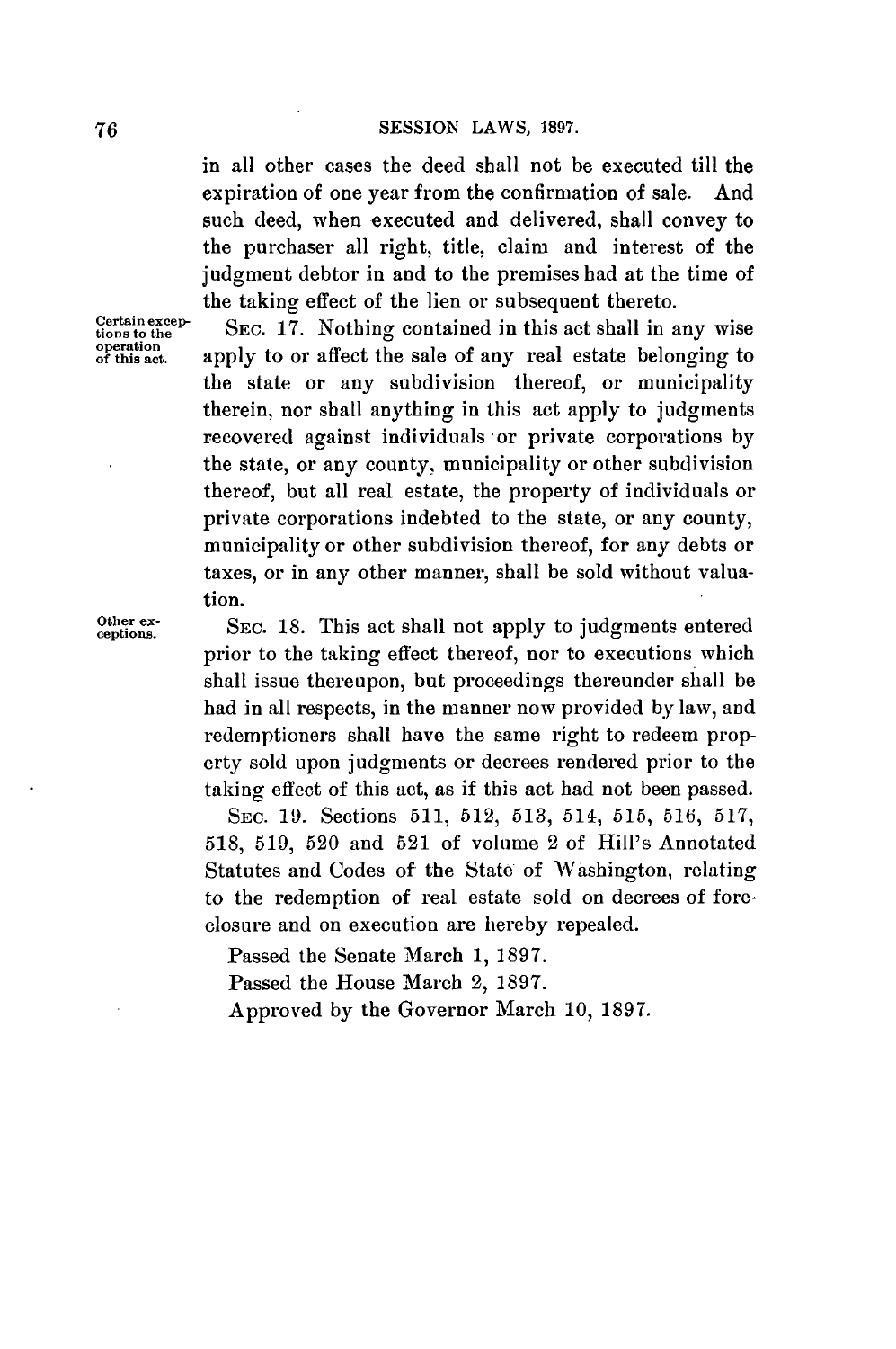in all other cases the deed shall not be executed till the expiration of one year from the confirmation of sale. And such deed, when executed and delivered, shall convey to the purchaser all right, title, claim and interest of the judgment debtor in and to the premises had at the time of the taking effect of the lien or subsequent thereto.

*Certain exceptions to the operation of this act.*

SEC. 17. Nothing contained in this act shall in any wise apply to or affect the sale of any real estate belonging to the state or any subdivision thereof, or municipality therein, nor shall anything in this act apply to judgments recovered against individuals or private corporations by the state, or any county, municipality or other subdivision thereof, but all real estate, the property of individuals or private corporations indebted to the state, or any county, municipality or other subdivision thereof, for any debts or taxes, or in any other manner, shall be sold without valuation.

*Other exceptions.*

SEC. 18. This act shall not apply to judgments entered prior to the taking effect thereof, nor to executions which shall issue thereupon, but proceedings thereunder shall be had in all respects, in the manner now provided by law, and redemptioners shall have the same right to redeem property sold upon judgments or decrees rendered prior to the taking effect of this act, as if this act had not been passed.

SEC. 19. Sections 511, 512, 513, 514, 515, 516, 517, 518, 519, 520 and 521 of volume 2 of Hill's Annotated Statutes and Codes of the State of Washington, relating to the redemption of real estate sold on decrees of foreclosure and on execution are hereby repealed.

Passed the Senate March 1, 1897.

Passed the House March 2, 1897.

Approved by the Governor March 10, 1897.